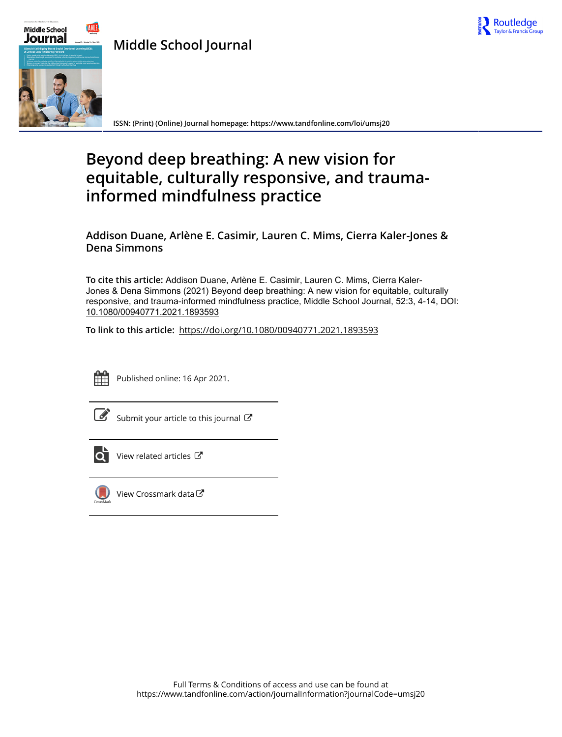Middle School Journal

ISSN: (Print) (Online) Journal homepage: https://www.tandfonline.com/loi/umsj20

# Beyond deep breathing: A new vision for equitable, culturally responsive, and trauma-informed mindfulness practice

**Addison Duane, Arlène E. Casimir, Lauren C. Mims, Cierra Kaler-Jones & Dena Simmons**

**To cite this article:** Addison Duane, Arlène E. Casimir, Lauren C. Mims, Cierra Kaler-Jones & Dena Simmons (2021) Beyond deep breathing: A new vision for equitable, culturally responsive, and trauma-informed mindfulness practice, Middle School Journal, 52:3, 4-14, DOI: 10.1080/00940771.2021.1893593

**To link to this article:** https://doi.org/10.1080/00940771.2021.1893593

Published online: 16 Apr 2021.

Submit your article to this journal

View related articles

View Crossmark data

Full Terms & Conditions of access and use can be found at
https://www.tandfonline.com/action/journalInformation?journalCode=umsj20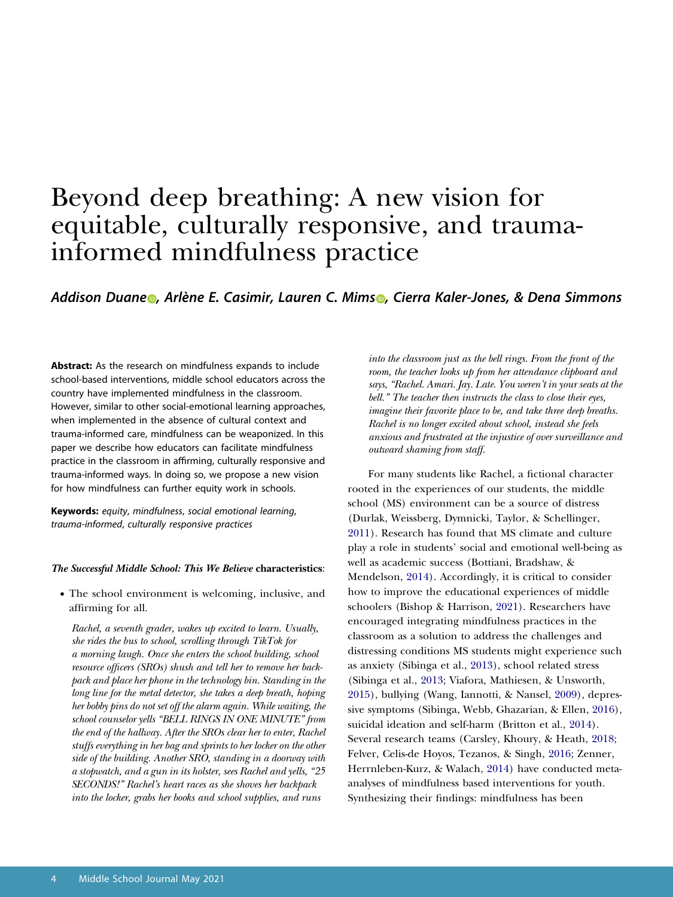# Beyond deep breathing: A new vision for equitable, culturally responsive, and trauma-informed mindfulness practice

***Addison Duane, Arlène E. Casimir, Lauren C. Mims, Cierra Kaler-Jones, & Dena Simmons***

**Abstract:** As the research on mindfulness expands to include school-based interventions, middle school educators across the country have implemented mindfulness in the classroom. However, similar to other social-emotional learning approaches, when implemented in the absence of cultural context and trauma-informed care, mindfulness can be weaponized. In this paper we describe how educators can facilitate mindfulness practice in the classroom in affirming, culturally responsive and trauma-informed ways. In doing so, we propose a new vision for how mindfulness can further equity work in schools.

**Keywords:** *equity*, *mindfulness*, *social emotional learning*, *trauma-informed*, *culturally responsive practices*

***The Successful Middle School: This We Believe* characteristics**:

- The school environment is welcoming, inclusive, and affirming for all.

*Rachel, a seventh grader, wakes up excited to learn. Usually, she rides the bus to school, scrolling through TikTok for a morning laugh. Once she enters the school building, school resource officers (SROs) shush and tell her to remove her backpack and place her phone in the technology bin. Standing in the long line for the metal detector, she takes a deep breath, hoping her bobby pins do not set off the alarm again. While waiting, the school counselor yells "BELL RINGS IN ONE MINUTE" from the end of the hallway. After the SROs clear her to enter, Rachel stuffs everything in her bag and sprints to her locker on the other side of the building. Another SRO, standing in a doorway with a stopwatch, and a gun in its holster, sees Rachel and yells, "25 SECONDS!" Rachel's heart races as she shoves her backpack into the locker, grabs her books and school supplies, and runs into the classroom just as the bell rings. From the front of the room, the teacher looks up from her attendance clipboard and says, "Rachel. Amari. Jay. Late. You weren't in your seats at the bell." The teacher then instructs the class to close their eyes, imagine their favorite place to be, and take three deep breaths. Rachel is no longer excited about school, instead she feels anxious and frustrated at the injustice of over surveillance and outward shaming from staff.*

For many students like Rachel, a fictional character rooted in the experiences of our students, the middle school (MS) environment can be a source of distress (Durlak, Weissberg, Dymnicki, Taylor, & Schellinger, 2011). Research has found that MS climate and culture play a role in students' social and emotional well-being as well as academic success (Bottiani, Bradshaw, & Mendelson, 2014). Accordingly, it is critical to consider how to improve the educational experiences of middle schoolers (Bishop & Harrison, 2021). Researchers have encouraged integrating mindfulness practices in the classroom as a solution to address the challenges and distressing conditions MS students might experience such as anxiety (Sibinga et al., 2013), school related stress (Sibinga et al., 2013; Viafora, Mathiesen, & Unsworth, 2015), bullying (Wang, Iannotti, & Nansel, 2009), depressive symptoms (Sibinga, Webb, Ghazarian, & Ellen, 2016), suicidal ideation and self-harm (Britton et al., 2014). Several research teams (Carsley, Khoury, & Heath, 2018; Felver, Celis-de Hoyos, Tezanos, & Singh, 2016; Zenner, Herrnleben-Kurz, & Walach, 2014) have conducted meta-analyses of mindfulness based interventions for youth. Synthesizing their findings: mindfulness has been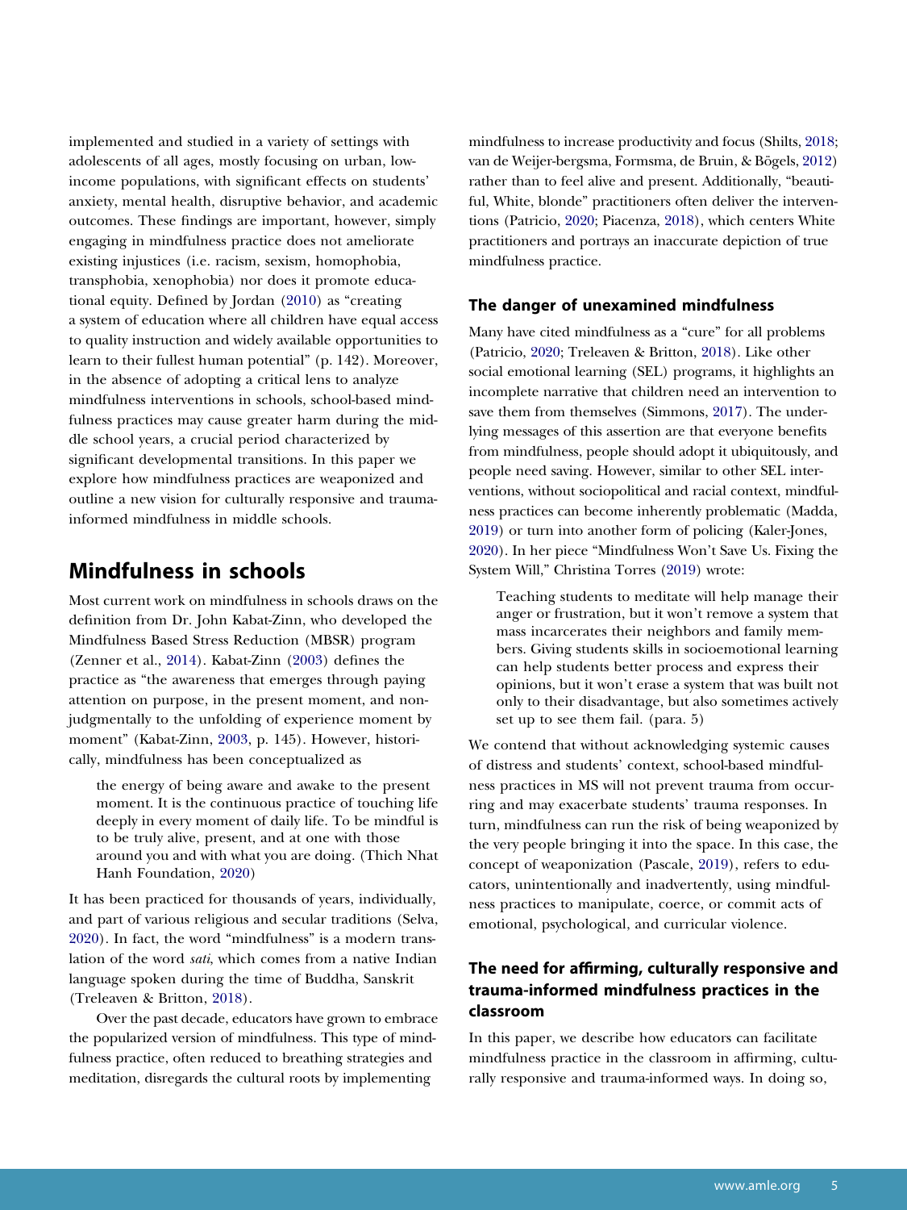implemented and studied in a variety of settings with adolescents of all ages, mostly focusing on urban, low-income populations, with significant effects on students' anxiety, mental health, disruptive behavior, and academic outcomes. These findings are important, however, simply engaging in mindfulness practice does not ameliorate existing injustices (i.e. racism, sexism, homophobia, transphobia, xenophobia) nor does it promote educational equity. Defined by Jordan (2010) as "creating a system of education where all children have equal access to quality instruction and widely available opportunities to learn to their fullest human potential" (p. 142). Moreover, in the absence of adopting a critical lens to analyze mindfulness interventions in schools, school-based mindfulness practices may cause greater harm during the middle school years, a crucial period characterized by significant developmental transitions. In this paper we explore how mindfulness practices are weaponized and outline a new vision for culturally responsive and trauma-informed mindfulness in middle schools.

## Mindfulness in schools

Most current work on mindfulness in schools draws on the definition from Dr. John Kabat-Zinn, who developed the Mindfulness Based Stress Reduction (MBSR) program (Zenner et al., 2014). Kabat-Zinn (2003) defines the practice as "the awareness that emerges through paying attention on purpose, in the present moment, and non-judgmentally to the unfolding of experience moment by moment" (Kabat-Zinn, 2003, p. 145). However, historically, mindfulness has been conceptualized as

> the energy of being aware and awake to the present moment. It is the continuous practice of touching life deeply in every moment of daily life. To be mindful is to be truly alive, present, and at one with those around you and with what you are doing. (Thich Nhat Hanh Foundation, 2020)

It has been practiced for thousands of years, individually, and part of various religious and secular traditions (Selva, 2020). In fact, the word "mindfulness" is a modern translation of the word *sati*, which comes from a native Indian language spoken during the time of Buddha, Sanskrit (Treleaven & Britton, 2018).

Over the past decade, educators have grown to embrace the popularized version of mindfulness. This type of mindfulness practice, often reduced to breathing strategies and meditation, disregards the cultural roots by implementing mindfulness to increase productivity and focus (Shilts, 2018; van de Weijer-bergsma, Formsma, de Bruin, & Bögels, 2012) rather than to feel alive and present. Additionally, "beautiful, White, blonde" practitioners often deliver the interventions (Patricio, 2020; Piacenza, 2018), which centers White practitioners and portrays an inaccurate depiction of true mindfulness practice.

### The danger of unexamined mindfulness

Many have cited mindfulness as a "cure" for all problems (Patricio, 2020; Treleaven & Britton, 2018). Like other social emotional learning (SEL) programs, it highlights an incomplete narrative that children need an intervention to save them from themselves (Simmons, 2017). The underlying messages of this assertion are that everyone benefits from mindfulness, people should adopt it ubiquitously, and people need saving. However, similar to other SEL interventions, without sociopolitical and racial context, mindfulness practices can become inherently problematic (Madda, 2019) or turn into another form of policing (Kaler-Jones, 2020). In her piece "Mindfulness Won't Save Us. Fixing the System Will," Christina Torres (2019) wrote:

> Teaching students to meditate will help manage their anger or frustration, but it won't remove a system that mass incarcerates their neighbors and family members. Giving students skills in socioemotional learning can help students better process and express their opinions, but it won't erase a system that was built not only to their disadvantage, but also sometimes actively set up to see them fail. (para. 5)

We contend that without acknowledging systemic causes of distress and students' context, school-based mindfulness practices in MS will not prevent trauma from occurring and may exacerbate students' trauma responses. In turn, mindfulness can run the risk of being weaponized by the very people bringing it into the space. In this case, the concept of weaponization (Pascale, 2019), refers to educators, unintentionally and inadvertently, using mindfulness practices to manipulate, coerce, or commit acts of emotional, psychological, and curricular violence.

### The need for affirming, culturally responsive and trauma-informed mindfulness practices in the classroom

In this paper, we describe how educators can facilitate mindfulness practice in the classroom in affirming, culturally responsive and trauma-informed ways. In doing so,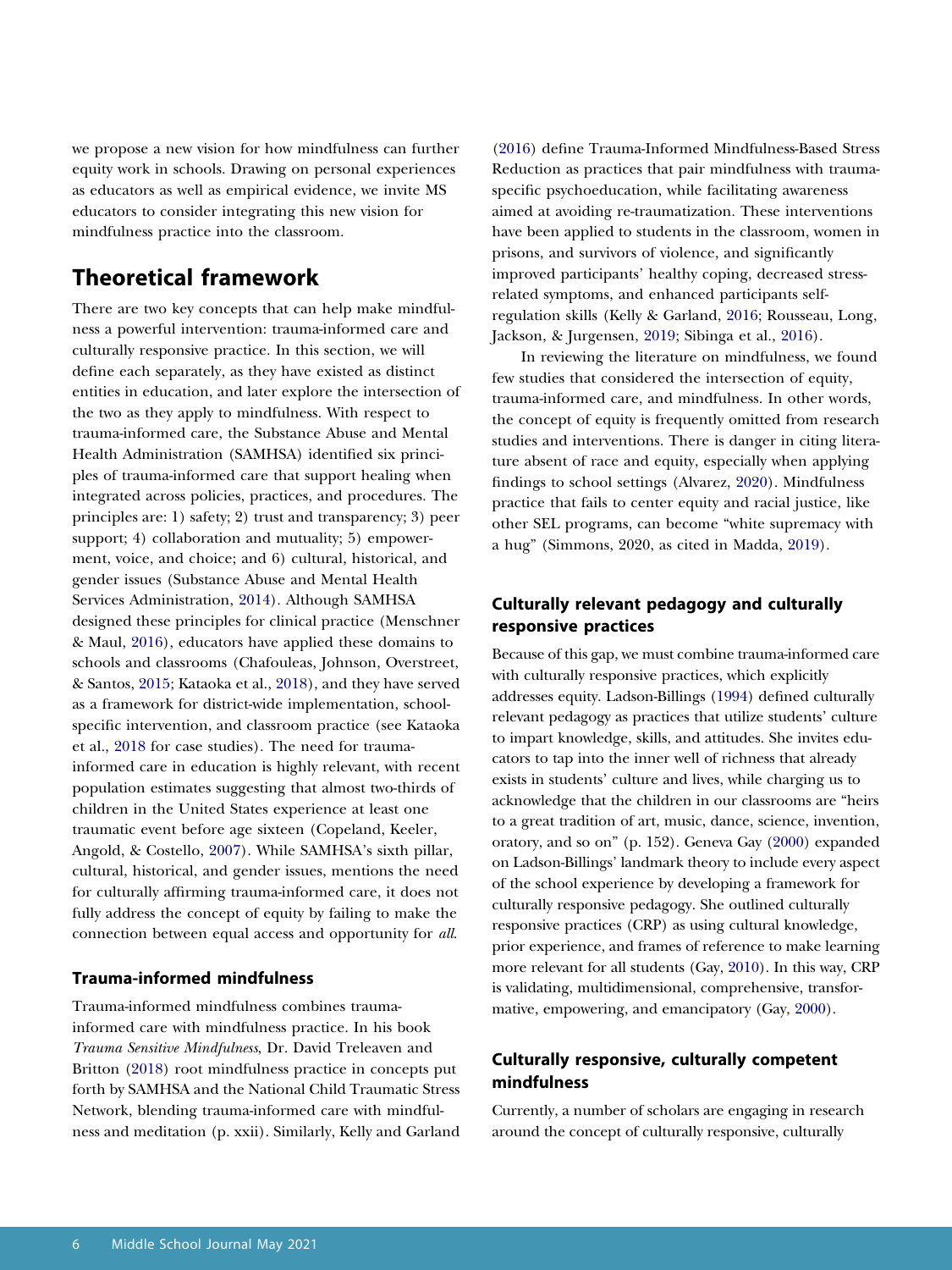we propose a new vision for how mindfulness can further equity work in schools. Drawing on personal experiences as educators as well as empirical evidence, we invite MS educators to consider integrating this new vision for mindfulness practice into the classroom.

## Theoretical framework

There are two key concepts that can help make mindfulness a powerful intervention: trauma-informed care and culturally responsive practice. In this section, we will define each separately, as they have existed as distinct entities in education, and later explore the intersection of the two as they apply to mindfulness. With respect to trauma-informed care, the Substance Abuse and Mental Health Administration (SAMHSA) identified six principles of trauma-informed care that support healing when integrated across policies, practices, and procedures. The principles are: 1) safety; 2) trust and transparency; 3) peer support; 4) collaboration and mutuality; 5) empowerment, voice, and choice; and 6) cultural, historical, and gender issues (Substance Abuse and Mental Health Services Administration, 2014). Although SAMHSA designed these principles for clinical practice (Menschner & Maul, 2016), educators have applied these domains to schools and classrooms (Chafouleas, Johnson, Overstreet, & Santos, 2015; Kataoka et al., 2018), and they have served as a framework for district-wide implementation, school-specific intervention, and classroom practice (see Kataoka et al., 2018 for case studies). The need for trauma-informed care in education is highly relevant, with recent population estimates suggesting that almost two-thirds of children in the United States experience at least one traumatic event before age sixteen (Copeland, Keeler, Angold, & Costello, 2007). While SAMHSA's sixth pillar, cultural, historical, and gender issues, mentions the need for culturally affirming trauma-informed care, it does not fully address the concept of equity by failing to make the connection between equal access and opportunity for *all*.

### Trauma-informed mindfulness

Trauma-informed mindfulness combines trauma-informed care with mindfulness practice. In his book *Trauma Sensitive Mindfulness*, Dr. David Treleaven and Britton (2018) root mindfulness practice in concepts put forth by SAMHSA and the National Child Traumatic Stress Network, blending trauma-informed care with mindfulness and meditation (p. xxii). Similarly, Kelly and Garland (2016) define Trauma-Informed Mindfulness-Based Stress Reduction as practices that pair mindfulness with trauma-specific psychoeducation, while facilitating awareness aimed at avoiding re-traumatization. These interventions have been applied to students in the classroom, women in prisons, and survivors of violence, and significantly improved participants' healthy coping, decreased stress-related symptoms, and enhanced participants self-regulation skills (Kelly & Garland, 2016; Rousseau, Long, Jackson, & Jurgensen, 2019; Sibinga et al., 2016).

In reviewing the literature on mindfulness, we found few studies that considered the intersection of equity, trauma-informed care, and mindfulness. In other words, the concept of equity is frequently omitted from research studies and interventions. There is danger in citing literature absent of race and equity, especially when applying findings to school settings (Alvarez, 2020). Mindfulness practice that fails to center equity and racial justice, like other SEL programs, can become "white supremacy with a hug" (Simmons, 2020, as cited in Madda, 2019).

### Culturally relevant pedagogy and culturally responsive practices

Because of this gap, we must combine trauma-informed care with culturally responsive practices, which explicitly addresses equity. Ladson-Billings (1994) defined culturally relevant pedagogy as practices that utilize students' culture to impart knowledge, skills, and attitudes. She invites educators to tap into the inner well of richness that already exists in students' culture and lives, while charging us to acknowledge that the children in our classrooms are "heirs to a great tradition of art, music, dance, science, invention, oratory, and so on" (p. 152). Geneva Gay (2000) expanded on Ladson-Billings' landmark theory to include every aspect of the school experience by developing a framework for culturally responsive pedagogy. She outlined culturally responsive practices (CRP) as using cultural knowledge, prior experience, and frames of reference to make learning more relevant for all students (Gay, 2010). In this way, CRP is validating, multidimensional, comprehensive, transformative, empowering, and emancipatory (Gay, 2000).

### Culturally responsive, culturally competent mindfulness

Currently, a number of scholars are engaging in research around the concept of culturally responsive, culturally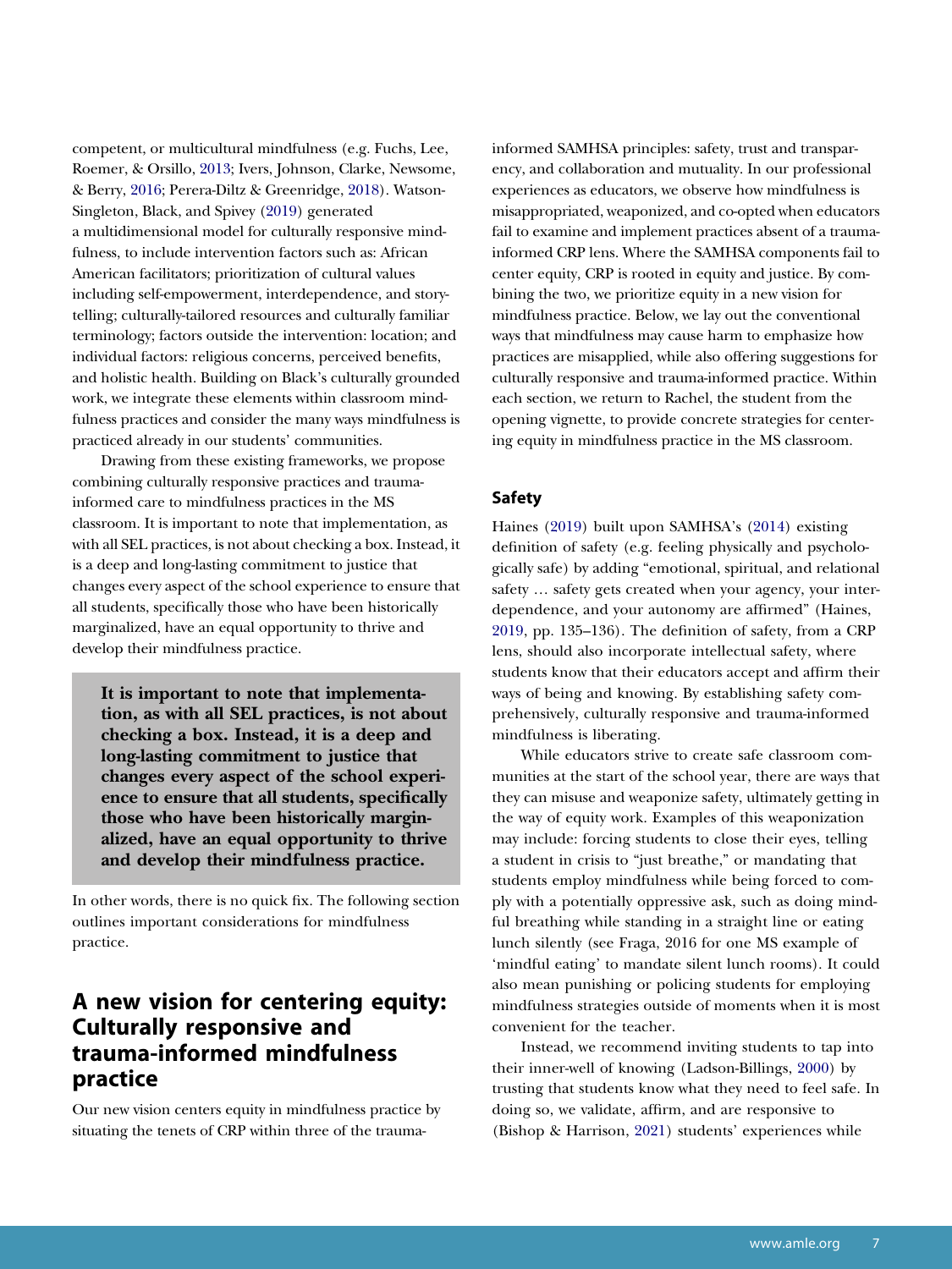competent, or multicultural mindfulness (e.g. Fuchs, Lee, Roemer, & Orsillo, 2013; Ivers, Johnson, Clarke, Newsome, & Berry, 2016; Perera-Diltz & Greenridge, 2018). Watson-Singleton, Black, and Spivey (2019) generated a multidimensional model for culturally responsive mindfulness, to include intervention factors such as: African American facilitators; prioritization of cultural values including self-empowerment, interdependence, and storytelling; culturally-tailored resources and culturally familiar terminology; factors outside the intervention: location; and individual factors: religious concerns, perceived benefits, and holistic health. Building on Black's culturally grounded work, we integrate these elements within classroom mindfulness practices and consider the many ways mindfulness is practiced already in our students' communities.

Drawing from these existing frameworks, we propose combining culturally responsive practices and trauma-informed care to mindfulness practices in the MS classroom. It is important to note that implementation, as with all SEL practices, is not about checking a box. Instead, it is a deep and long-lasting commitment to justice that changes every aspect of the school experience to ensure that all students, specifically those who have been historically marginalized, have an equal opportunity to thrive and develop their mindfulness practice.

> **It is important to note that implementation, as with all SEL practices, is not about checking a box. Instead, it is a deep and long-lasting commitment to justice that changes every aspect of the school experience to ensure that all students, specifically those who have been historically marginalized, have an equal opportunity to thrive and develop their mindfulness practice.**

In other words, there is no quick fix. The following section outlines important considerations for mindfulness practice.

## A new vision for centering equity: Culturally responsive and trauma-informed mindfulness practice

Our new vision centers equity in mindfulness practice by situating the tenets of CRP within three of the trauma-informed SAMHSA principles: safety, trust and transparency, and collaboration and mutuality. In our professional experiences as educators, we observe how mindfulness is misappropriated, weaponized, and co-opted when educators fail to examine and implement practices absent of a trauma-informed CRP lens. Where the SAMHSA components fail to center equity, CRP is rooted in equity and justice. By combining the two, we prioritize equity in a new vision for mindfulness practice. Below, we lay out the conventional ways that mindfulness may cause harm to emphasize how practices are misapplied, while also offering suggestions for culturally responsive and trauma-informed practice. Within each section, we return to Rachel, the student from the opening vignette, to provide concrete strategies for centering equity in mindfulness practice in the MS classroom.

### Safety

Haines (2019) built upon SAMHSA's (2014) existing definition of safety (e.g. feeling physically and psychologically safe) by adding "emotional, spiritual, and relational safety … safety gets created when your agency, your interdependence, and your autonomy are affirmed" (Haines, 2019, pp. 135–136). The definition of safety, from a CRP lens, should also incorporate intellectual safety, where students know that their educators accept and affirm their ways of being and knowing. By establishing safety comprehensively, culturally responsive and trauma-informed mindfulness is liberating.

While educators strive to create safe classroom communities at the start of the school year, there are ways that they can misuse and weaponize safety, ultimately getting in the way of equity work. Examples of this weaponization may include: forcing students to close their eyes, telling a student in crisis to "just breathe," or mandating that students employ mindfulness while being forced to comply with a potentially oppressive ask, such as doing mindful breathing while standing in a straight line or eating lunch silently (see Fraga, 2016 for one MS example of 'mindful eating' to mandate silent lunch rooms). It could also mean punishing or policing students for employing mindfulness strategies outside of moments when it is most convenient for the teacher.

Instead, we recommend inviting students to tap into their inner-well of knowing (Ladson-Billings, 2000) by trusting that students know what they need to feel safe. In doing so, we validate, affirm, and are responsive to (Bishop & Harrison, 2021) students' experiences while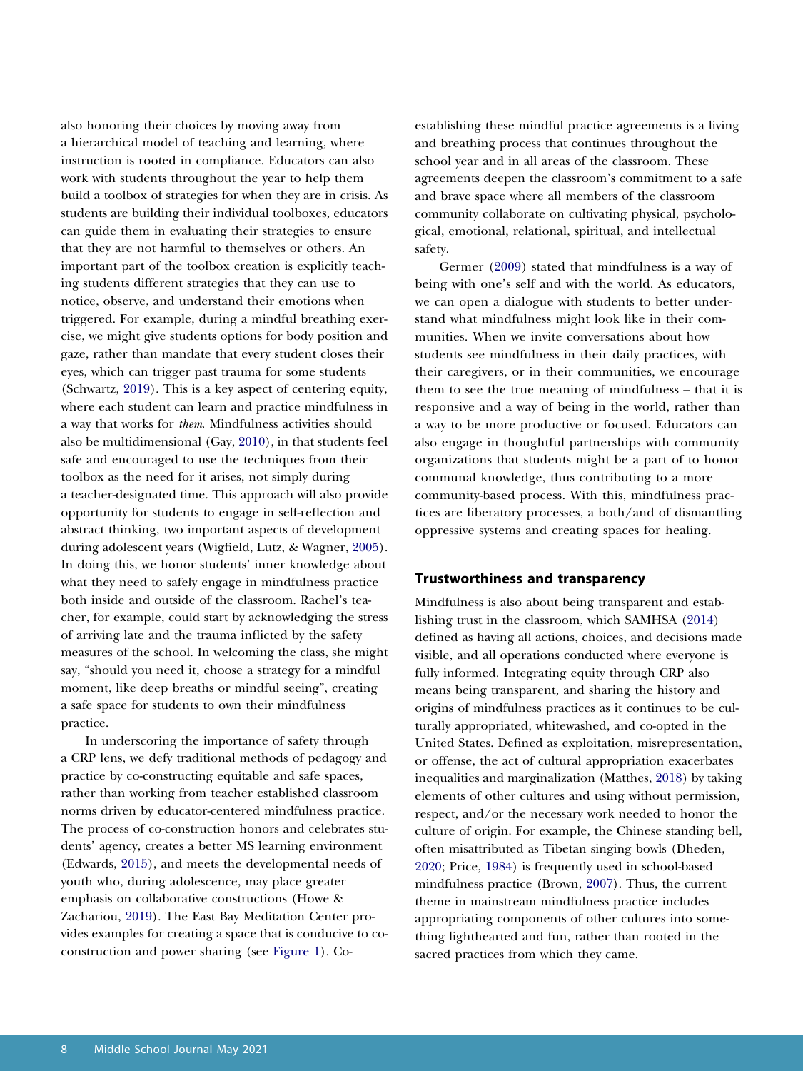also honoring their choices by moving away from a hierarchical model of teaching and learning, where instruction is rooted in compliance. Educators can also work with students throughout the year to help them build a toolbox of strategies for when they are in crisis. As students are building their individual toolboxes, educators can guide them in evaluating their strategies to ensure that they are not harmful to themselves or others. An important part of the toolbox creation is explicitly teaching students different strategies that they can use to notice, observe, and understand their emotions when triggered. For example, during a mindful breathing exercise, we might give students options for body position and gaze, rather than mandate that every student closes their eyes, which can trigger past trauma for some students (Schwartz, 2019). This is a key aspect of centering equity, where each student can learn and practice mindfulness in a way that works for *them*. Mindfulness activities should also be multidimensional (Gay, 2010), in that students feel safe and encouraged to use the techniques from their toolbox as the need for it arises, not simply during a teacher-designated time. This approach will also provide opportunity for students to engage in self-reflection and abstract thinking, two important aspects of development during adolescent years (Wigfield, Lutz, & Wagner, 2005). In doing this, we honor students' inner knowledge about what they need to safely engage in mindfulness practice both inside and outside of the classroom. Rachel's teacher, for example, could start by acknowledging the stress of arriving late and the trauma inflicted by the safety measures of the school. In welcoming the class, she might say, "should you need it, choose a strategy for a mindful moment, like deep breaths or mindful seeing", creating a safe space for students to own their mindfulness practice.

In underscoring the importance of safety through a CRP lens, we defy traditional methods of pedagogy and practice by co-constructing equitable and safe spaces, rather than working from teacher established classroom norms driven by educator-centered mindfulness practice. The process of co-construction honors and celebrates students' agency, creates a better MS learning environment (Edwards, 2015), and meets the developmental needs of youth who, during adolescence, may place greater emphasis on collaborative constructions (Howe & Zachariou, 2019). The East Bay Meditation Center provides examples for creating a space that is conducive to co-construction and power sharing (see Figure 1). Co-establishing these mindful practice agreements is a living and breathing process that continues throughout the school year and in all areas of the classroom. These agreements deepen the classroom's commitment to a safe and brave space where all members of the classroom community collaborate on cultivating physical, psychological, emotional, relational, spiritual, and intellectual safety.

Germer (2009) stated that mindfulness is a way of being with one's self and with the world. As educators, we can open a dialogue with students to better understand what mindfulness might look like in their communities. When we invite conversations about how students see mindfulness in their daily practices, with their caregivers, or in their communities, we encourage them to see the true meaning of mindfulness – that it is responsive and a way of being in the world, rather than a way to be more productive or focused. Educators can also engage in thoughtful partnerships with community organizations that students might be a part of to honor communal knowledge, thus contributing to a more community-based process. With this, mindfulness practices are liberatory processes, a both/and of dismantling oppressive systems and creating spaces for healing.

## Trustworthiness and transparency

Mindfulness is also about being transparent and establishing trust in the classroom, which SAMHSA (2014) defined as having all actions, choices, and decisions made visible, and all operations conducted where everyone is fully informed. Integrating equity through CRP also means being transparent, and sharing the history and origins of mindfulness practices as it continues to be culturally appropriated, whitewashed, and co-opted in the United States. Defined as exploitation, misrepresentation, or offense, the act of cultural appropriation exacerbates inequalities and marginalization (Matthes, 2018) by taking elements of other cultures and using without permission, respect, and/or the necessary work needed to honor the culture of origin. For example, the Chinese standing bell, often misattributed as Tibetan singing bowls (Dheden, 2020; Price, 1984) is frequently used in school-based mindfulness practice (Brown, 2007). Thus, the current theme in mainstream mindfulness practice includes appropriating components of other cultures into something lighthearted and fun, rather than rooted in the sacred practices from which they came.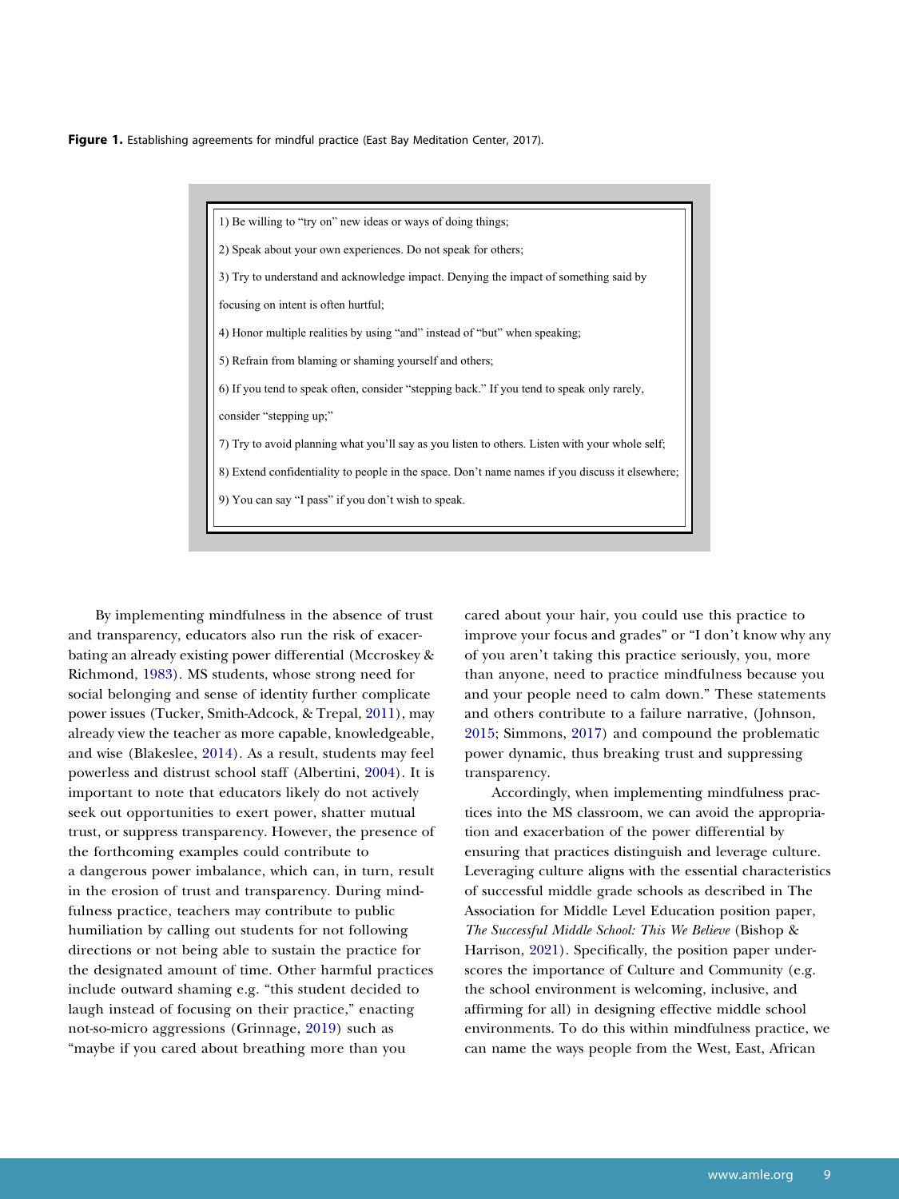**Figure 1.** Establishing agreements for mindful practice (East Bay Meditation Center, 2017).

1) Be willing to "try on" new ideas or ways of doing things;

2) Speak about your own experiences. Do not speak for others;

3) Try to understand and acknowledge impact. Denying the impact of something said by focusing on intent is often hurtful;

4) Honor multiple realities by using "and" instead of "but" when speaking;

5) Refrain from blaming or shaming yourself and others;

6) If you tend to speak often, consider "stepping back." If you tend to speak only rarely, consider "stepping up;"

7) Try to avoid planning what you'll say as you listen to others. Listen with your whole self;

8) Extend confidentiality to people in the space. Don't name names if you discuss it elsewhere;

9) You can say "I pass" if you don't wish to speak.

By implementing mindfulness in the absence of trust and transparency, educators also run the risk of exacerbating an already existing power differential (Mccroskey & Richmond, 1983). MS students, whose strong need for social belonging and sense of identity further complicate power issues (Tucker, Smith-Adcock, & Trepal, 2011), may already view the teacher as more capable, knowledgeable, and wise (Blakeslee, 2014). As a result, students may feel powerless and distrust school staff (Albertini, 2004). It is important to note that educators likely do not actively seek out opportunities to exert power, shatter mutual trust, or suppress transparency. However, the presence of the forthcoming examples could contribute to a dangerous power imbalance, which can, in turn, result in the erosion of trust and transparency. During mindfulness practice, teachers may contribute to public humiliation by calling out students for not following directions or not being able to sustain the practice for the designated amount of time. Other harmful practices include outward shaming e.g. "this student decided to laugh instead of focusing on their practice," enacting not-so-micro aggressions (Grinnage, 2019) such as "maybe if you cared about breathing more than you cared about your hair, you could use this practice to improve your focus and grades" or "I don't know why any of you aren't taking this practice seriously, you, more than anyone, need to practice mindfulness because you and your people need to calm down." These statements and others contribute to a failure narrative, (Johnson, 2015; Simmons, 2017) and compound the problematic power dynamic, thus breaking trust and suppressing transparency.

Accordingly, when implementing mindfulness practices into the MS classroom, we can avoid the appropriation and exacerbation of the power differential by ensuring that practices distinguish and leverage culture. Leveraging culture aligns with the essential characteristics of successful middle grade schools as described in The Association for Middle Level Education position paper, *The Successful Middle School: This We Believe* (Bishop & Harrison, 2021). Specifically, the position paper underscores the importance of Culture and Community (e.g. the school environment is welcoming, inclusive, and affirming for all) in designing effective middle school environments. To do this within mindfulness practice, we can name the ways people from the West, East, African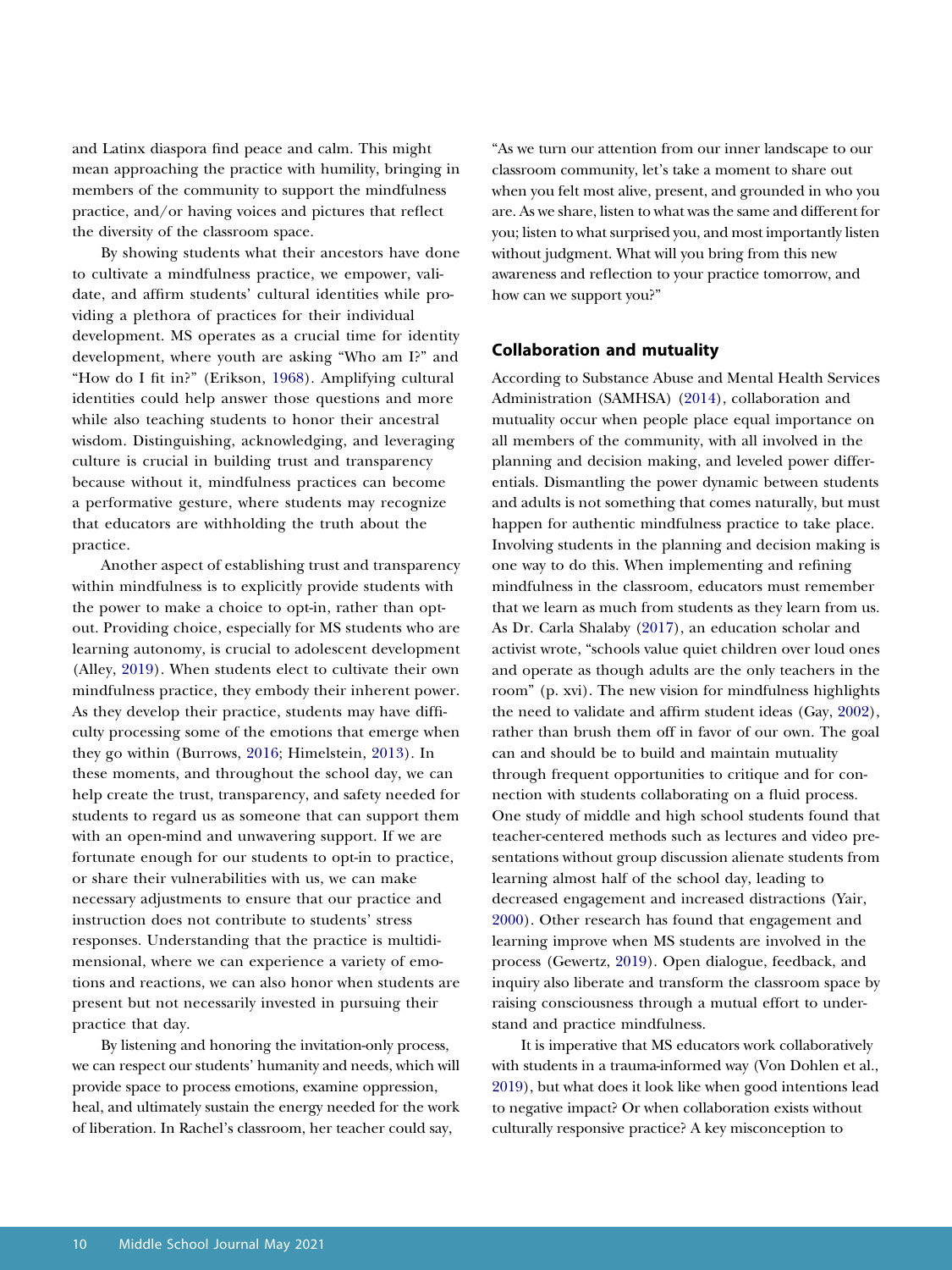and Latinx diaspora find peace and calm. This might mean approaching the practice with humility, bringing in members of the community to support the mindfulness practice, and/or having voices and pictures that reflect the diversity of the classroom space.

By showing students what their ancestors have done to cultivate a mindfulness practice, we empower, validate, and affirm students' cultural identities while providing a plethora of practices for their individual development. MS operates as a crucial time for identity development, where youth are asking "Who am I?" and "How do I fit in?" (Erikson, 1968). Amplifying cultural identities could help answer those questions and more while also teaching students to honor their ancestral wisdom. Distinguishing, acknowledging, and leveraging culture is crucial in building trust and transparency because without it, mindfulness practices can become a performative gesture, where students may recognize that educators are withholding the truth about the practice.

Another aspect of establishing trust and transparency within mindfulness is to explicitly provide students with the power to make a choice to opt-in, rather than opt-out. Providing choice, especially for MS students who are learning autonomy, is crucial to adolescent development (Alley, 2019). When students elect to cultivate their own mindfulness practice, they embody their inherent power. As they develop their practice, students may have difficulty processing some of the emotions that emerge when they go within (Burrows, 2016; Himelstein, 2013). In these moments, and throughout the school day, we can help create the trust, transparency, and safety needed for students to regard us as someone that can support them with an open-mind and unwavering support. If we are fortunate enough for our students to opt-in to practice, or share their vulnerabilities with us, we can make necessary adjustments to ensure that our practice and instruction does not contribute to students' stress responses. Understanding that the practice is multidimensional, where we can experience a variety of emotions and reactions, we can also honor when students are present but not necessarily invested in pursuing their practice that day.

By listening and honoring the invitation-only process, we can respect our students' humanity and needs, which will provide space to process emotions, examine oppression, heal, and ultimately sustain the energy needed for the work of liberation. In Rachel's classroom, her teacher could say,

"As we turn our attention from our inner landscape to our classroom community, let's take a moment to share out when you felt most alive, present, and grounded in who you are. As we share, listen to what was the same and different for you; listen to what surprised you, and most importantly listen without judgment. What will you bring from this new awareness and reflection to your practice tomorrow, and how can we support you?"

## Collaboration and mutuality

According to Substance Abuse and Mental Health Services Administration (SAMHSA) (2014), collaboration and mutuality occur when people place equal importance on all members of the community, with all involved in the planning and decision making, and leveled power differentials. Dismantling the power dynamic between students and adults is not something that comes naturally, but must happen for authentic mindfulness practice to take place. Involving students in the planning and decision making is one way to do this. When implementing and refining mindfulness in the classroom, educators must remember that we learn as much from students as they learn from us. As Dr. Carla Shalaby (2017), an education scholar and activist wrote, "schools value quiet children over loud ones and operate as though adults are the only teachers in the room" (p. xvi). The new vision for mindfulness highlights the need to validate and affirm student ideas (Gay, 2002), rather than brush them off in favor of our own. The goal can and should be to build and maintain mutuality through frequent opportunities to critique and for connection with students collaborating on a fluid process. One study of middle and high school students found that teacher-centered methods such as lectures and video presentations without group discussion alienate students from learning almost half of the school day, leading to decreased engagement and increased distractions (Yair, 2000). Other research has found that engagement and learning improve when MS students are involved in the process (Gewertz, 2019). Open dialogue, feedback, and inquiry also liberate and transform the classroom space by raising consciousness through a mutual effort to understand and practice mindfulness.

It is imperative that MS educators work collaboratively with students in a trauma-informed way (Von Dohlen et al., 2019), but what does it look like when good intentions lead to negative impact? Or when collaboration exists without culturally responsive practice? A key misconception to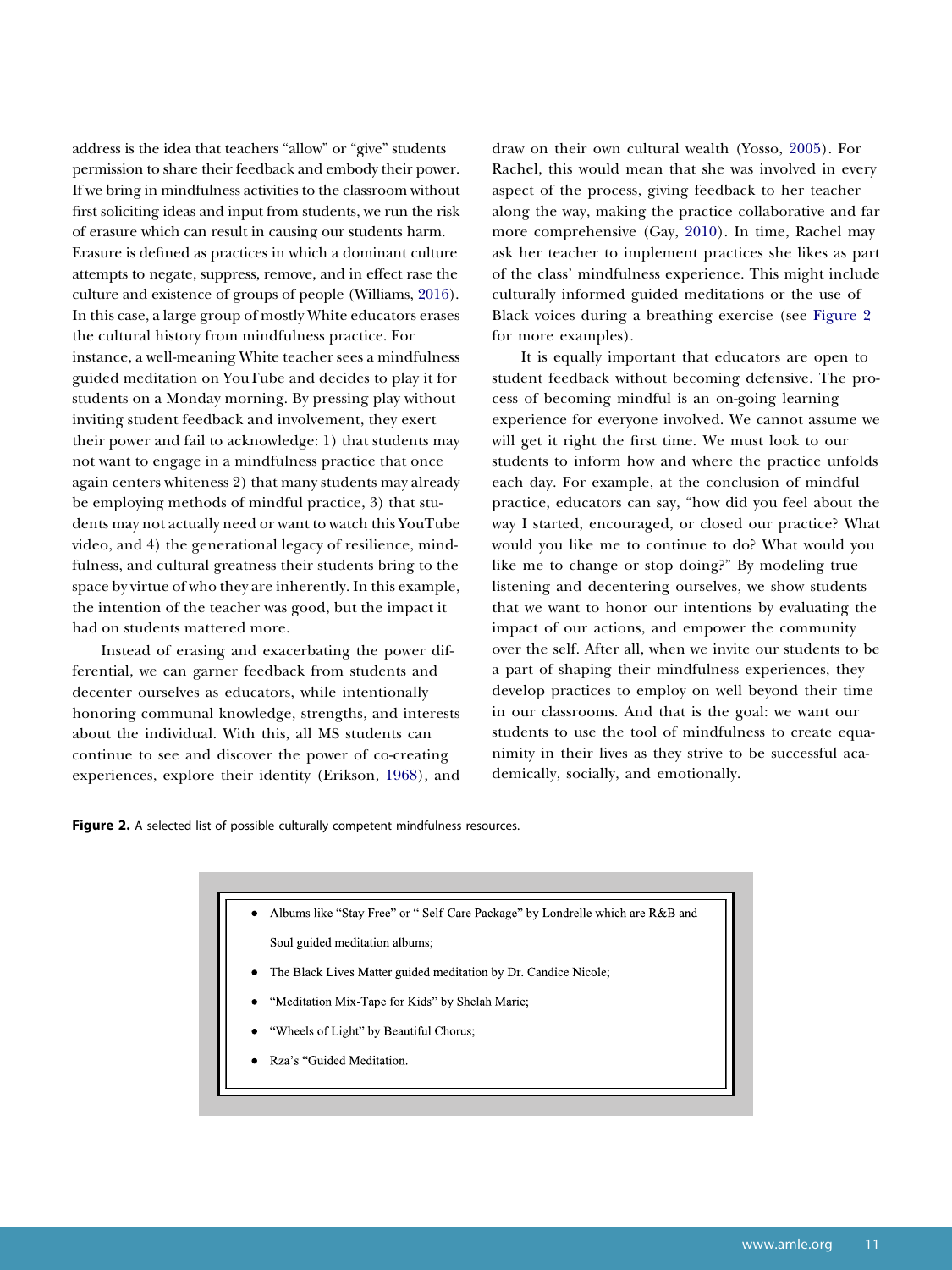address is the idea that teachers "allow" or "give" students permission to share their feedback and embody their power. If we bring in mindfulness activities to the classroom without first soliciting ideas and input from students, we run the risk of erasure which can result in causing our students harm. Erasure is defined as practices in which a dominant culture attempts to negate, suppress, remove, and in effect rase the culture and existence of groups of people (Williams, 2016). In this case, a large group of mostly White educators erases the cultural history from mindfulness practice. For instance, a well-meaning White teacher sees a mindfulness guided meditation on YouTube and decides to play it for students on a Monday morning. By pressing play without inviting student feedback and involvement, they exert their power and fail to acknowledge: 1) that students may not want to engage in a mindfulness practice that once again centers whiteness 2) that many students may already be employing methods of mindful practice, 3) that students may not actually need or want to watch this YouTube video, and 4) the generational legacy of resilience, mindfulness, and cultural greatness their students bring to the space by virtue of who they are inherently. In this example, the intention of the teacher was good, but the impact it had on students mattered more.

Instead of erasing and exacerbating the power differential, we can garner feedback from students and decenter ourselves as educators, while intentionally honoring communal knowledge, strengths, and interests about the individual. With this, all MS students can continue to see and discover the power of co-creating experiences, explore their identity (Erikson, 1968), and draw on their own cultural wealth (Yosso, 2005). For Rachel, this would mean that she was involved in every aspect of the process, giving feedback to her teacher along the way, making the practice collaborative and far more comprehensive (Gay, 2010). In time, Rachel may ask her teacher to implement practices she likes as part of the class' mindfulness experience. This might include culturally informed guided meditations or the use of Black voices during a breathing exercise (see Figure 2 for more examples).

It is equally important that educators are open to student feedback without becoming defensive. The process of becoming mindful is an on-going learning experience for everyone involved. We cannot assume we will get it right the first time. We must look to our students to inform how and where the practice unfolds each day. For example, at the conclusion of mindful practice, educators can say, "how did you feel about the way I started, encouraged, or closed our practice? What would you like me to continue to do? What would you like me to change or stop doing?" By modeling true listening and decentering ourselves, we show students that we want to honor our intentions by evaluating the impact of our actions, and empower the community over the self. After all, when we invite our students to be a part of shaping their mindfulness experiences, they develop practices to employ on well beyond their time in our classrooms. And that is the goal: we want our students to use the tool of mindfulness to create equanimity in their lives as they strive to be successful academically, socially, and emotionally.

**Figure 2.** A selected list of possible culturally competent mindfulness resources.

- Albums like "Stay Free" or " Self-Care Package" by Londrelle which are R&B and Soul guided meditation albums;
- The Black Lives Matter guided meditation by Dr. Candice Nicole;
- "Meditation Mix-Tape for Kids" by Shelah Marie;
- "Wheels of Light" by Beautiful Chorus;
- Rza's "Guided Meditation.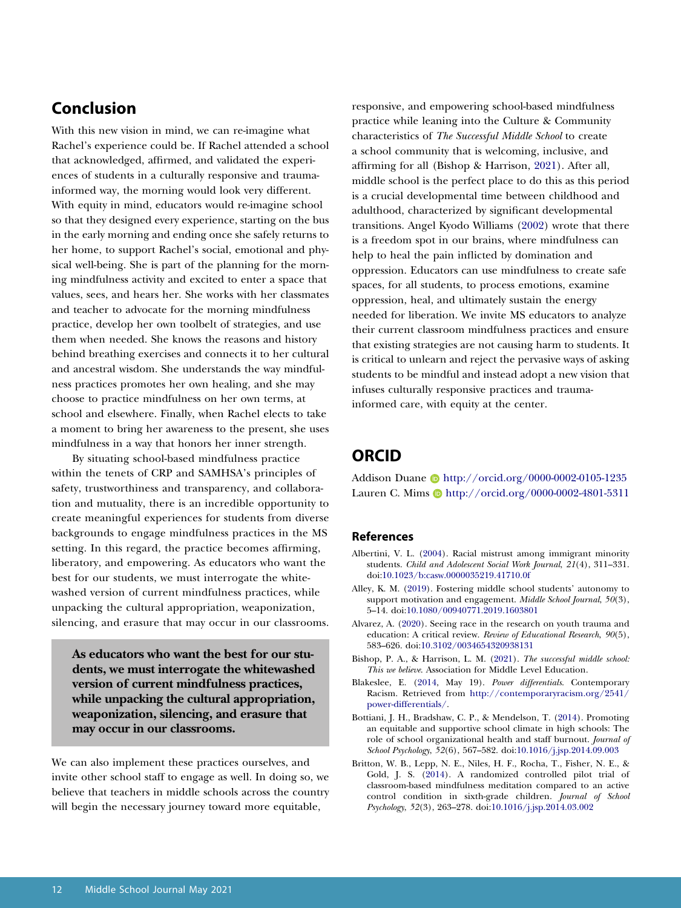## Conclusion

With this new vision in mind, we can re-imagine what Rachel's experience could be. If Rachel attended a school that acknowledged, affirmed, and validated the experiences of students in a culturally responsive and trauma-informed way, the morning would look very different. With equity in mind, educators would re-imagine school so that they designed every experience, starting on the bus in the early morning and ending once she safely returns to her home, to support Rachel's social, emotional and physical well-being. She is part of the planning for the morning mindfulness activity and excited to enter a space that values, sees, and hears her. She works with her classmates and teacher to advocate for the morning mindfulness practice, develop her own toolbelt of strategies, and use them when needed. She knows the reasons and history behind breathing exercises and connects it to her cultural and ancestral wisdom. She understands the way mindfulness practices promotes her own healing, and she may choose to practice mindfulness on her own terms, at school and elsewhere. Finally, when Rachel elects to take a moment to bring her awareness to the present, she uses mindfulness in a way that honors her inner strength.

By situating school-based mindfulness practice within the tenets of CRP and SAMHSA's principles of safety, trustworthiness and transparency, and collaboration and mutuality, there is an incredible opportunity to create meaningful experiences for students from diverse backgrounds to engage mindfulness practices in the MS setting. In this regard, the practice becomes affirming, liberatory, and empowering. As educators who want the best for our students, we must interrogate the whitewashed version of current mindfulness practices, while unpacking the cultural appropriation, weaponization, silencing, and erasure that may occur in our classrooms.

> **As educators who want the best for our students, we must interrogate the whitewashed version of current mindfulness practices, while unpacking the cultural appropriation, weaponization, silencing, and erasure that may occur in our classrooms.**

We can also implement these practices ourselves, and invite other school staff to engage as well. In doing so, we believe that teachers in middle schools across the country will begin the necessary journey toward more equitable, responsive, and empowering school-based mindfulness practice while leaning into the Culture & Community characteristics of *The Successful Middle School* to create a school community that is welcoming, inclusive, and affirming for all (Bishop & Harrison, 2021). After all, middle school is the perfect place to do this as this period is a crucial developmental time between childhood and adulthood, characterized by significant developmental transitions. Angel Kyodo Williams (2002) wrote that there is a freedom spot in our brains, where mindfulness can help to heal the pain inflicted by domination and oppression. Educators can use mindfulness to create safe spaces, for all students, to process emotions, examine oppression, heal, and ultimately sustain the energy needed for liberation. We invite MS educators to analyze their current classroom mindfulness practices and ensure that existing strategies are not causing harm to students. It is critical to unlearn and reject the pervasive ways of asking students to be mindful and instead adopt a new vision that infuses culturally responsive practices and trauma-informed care, with equity at the center.

## ORCID

Addison Duane http://orcid.org/0000-0002-0105-1235
Lauren C. Mims http://orcid.org/0000-0002-4801-5311

### References

Albertini, V. L. (2004). Racial mistrust among immigrant minority students. *Child and Adolescent Social Work Journal*, *21*(4), 311–331. doi:10.1023/b:casw.0000035219.41710.0f

Alley, K. M. (2019). Fostering middle school students' autonomy to support motivation and engagement. *Middle School Journal*, *50*(3), 5–14. doi:10.1080/00940771.2019.1603801

Alvarez, A. (2020). Seeing race in the research on youth trauma and education: A critical review. *Review of Educational Research*, *90*(5), 583–626. doi:10.3102/0034654320938131

Bishop, P. A., & Harrison, L. M. (2021). *The successful middle school: This we believe*. Association for Middle Level Education.

Blakeslee, E. (2014, May 19). *Power differentials*. Contemporary Racism. Retrieved from http://contemporaryracism.org/2541/power-differentials/.

Bottiani, J. H., Bradshaw, C. P., & Mendelson, T. (2014). Promoting an equitable and supportive school climate in high schools: The role of school organizational health and staff burnout. *Journal of School Psychology*, *52*(6), 567–582. doi:10.1016/j.jsp.2014.09.003

Britton, W. B., Lepp, N. E., Niles, H. F., Rocha, T., Fisher, N. E., & Gold, J. S. (2014). A randomized controlled pilot trial of classroom-based mindfulness meditation compared to an active control condition in sixth-grade children. *Journal of School Psychology*, *52*(3), 263–278. doi:10.1016/j.jsp.2014.03.002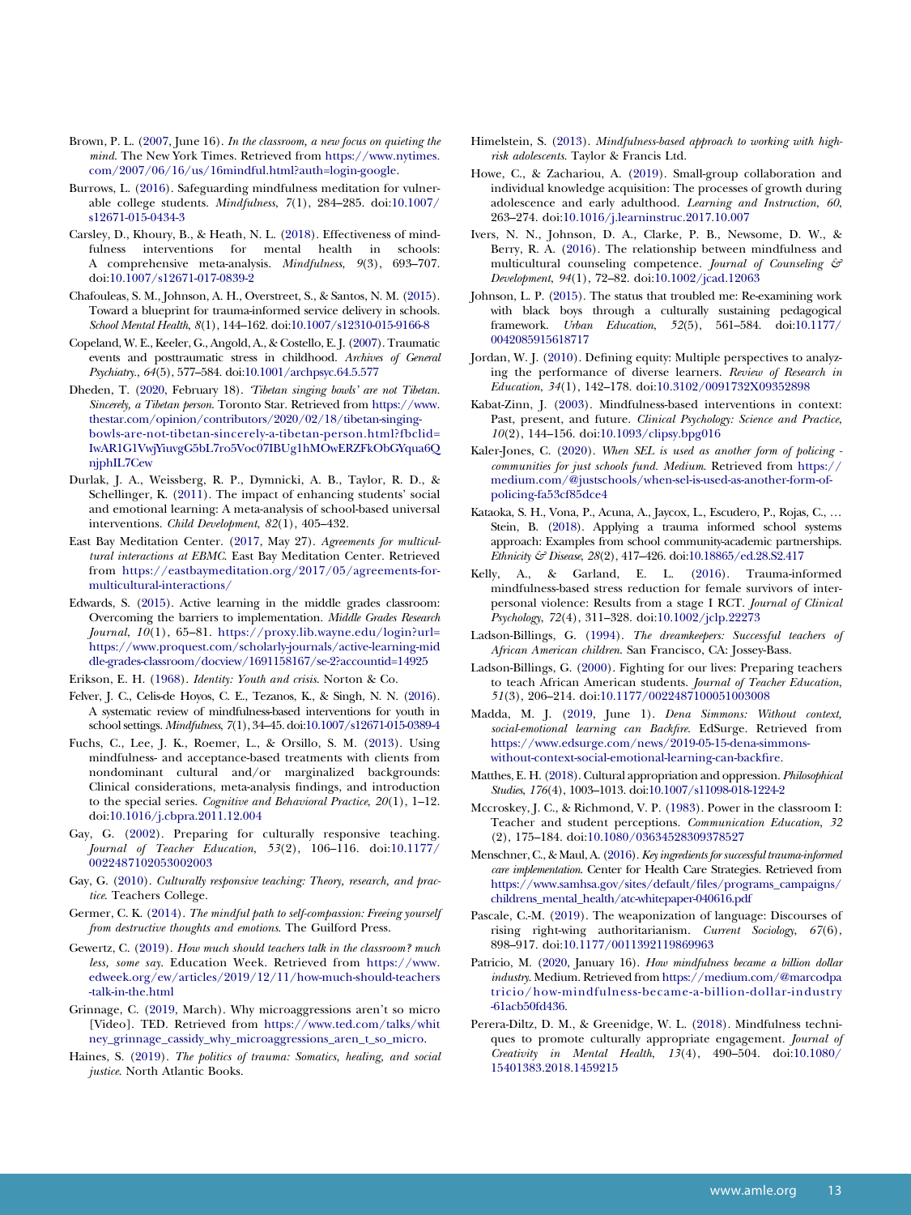Brown, P. L. (2007, June 16). *In the classroom, a new focus on quieting the mind*. The New York Times. Retrieved from https://www.nytimes.com/2007/06/16/us/16mindful.html?auth=login-google.

Burrows, L. (2016). Safeguarding mindfulness meditation for vulnerable college students. *Mindfulness*, *7*(1), 284–285. doi:10.1007/s12671-015-0434-3

Carsley, D., Khoury, B., & Heath, N. L. (2018). Effectiveness of mindfulness interventions for mental health in schools: A comprehensive meta-analysis. *Mindfulness*, *9*(3), 693–707. doi:10.1007/s12671-017-0839-2

Chafouleas, S. M., Johnson, A. H., Overstreet, S., & Santos, N. M. (2015). Toward a blueprint for trauma-informed service delivery in schools. *School Mental Health*, *8*(1), 144–162. doi:10.1007/s12310-015-9166-8

Copeland, W. E., Keeler, G., Angold, A., & Costello, E. J. (2007). Traumatic events and posttraumatic stress in childhood. *Archives of General Psychiatry.*, *64*(5), 577–584. doi:10.1001/archpsyc.64.5.577

Dheden, T. (2020, February 18). *'Tibetan singing bowls' are not Tibetan. Sincerely, a Tibetan person*. Toronto Star. Retrieved from https://www.thestar.com/opinion/contributors/2020/02/18/tibetan-singing-bowls-are-not-tibetan-sincerely-a-tibetan-person.html?fbclid=IwAR1G1VwjYiuvgG5bL7ro5Voc07IBUg1hMOwERZFkObGYqua6QnjphIL7Cew

Durlak, J. A., Weissberg, R. P., Dymnicki, A. B., Taylor, R. D., & Schellinger, K. (2011). The impact of enhancing students' social and emotional learning: A meta-analysis of school-based universal interventions. *Child Development*, *82*(1), 405–432.

East Bay Meditation Center. (2017, May 27). *Agreements for multicultural interactions at EBMC*. East Bay Meditation Center. Retrieved from https://eastbaymeditation.org/2017/05/agreements-for-multicultural-interactions/

Edwards, S. (2015). Active learning in the middle grades classroom: Overcoming the barriers to implementation. *Middle Grades Research Journal*, *10*(1), 65–81. https://proxy.lib.wayne.edu/login?url=https://www.proquest.com/scholarly-journals/active-learning-middle-grades-classroom/docview/1691158167/se-2?accountid=14925

Erikson, E. H. (1968). *Identity: Youth and crisis*. Norton & Co.

Felver, J. C., Celis-de Hoyos, C. E., Tezanos, K., & Singh, N. N. (2016). A systematic review of mindfulness-based interventions for youth in school settings. *Mindfulness*, *7*(1), 34–45. doi:10.1007/s12671-015-0389-4

Fuchs, C., Lee, J. K., Roemer, L., & Orsillo, S. M. (2013). Using mindfulness- and acceptance-based treatments with clients from nondominant cultural and/or marginalized backgrounds: Clinical considerations, meta-analysis findings, and introduction to the special series. *Cognitive and Behavioral Practice*, *20*(1), 1–12. doi:10.1016/j.cbpra.2011.12.004

Gay, G. (2002). Preparing for culturally responsive teaching. *Journal of Teacher Education*, *53*(2), 106–116. doi:10.1177/0022487102053002003

Gay, G. (2010). *Culturally responsive teaching: Theory, research, and practice*. Teachers College.

Germer, C. K. (2014). *The mindful path to self-compassion: Freeing yourself from destructive thoughts and emotions*. The Guilford Press.

Gewertz, C. (2019). *How much should teachers talk in the classroom? much less, some say*. Education Week. Retrieved from https://www.edweek.org/ew/articles/2019/12/11/how-much-should-teachers-talk-in-the.html

Grinnage, C. (2019, March). Why microaggressions aren't so micro [Video]. TED. Retrieved from https://www.ted.com/talks/whitney_grinnage_cassidy_why_microaggressions_aren_t_so_micro.

Haines, S. (2019). *The politics of trauma: Somatics, healing, and social justice*. North Atlantic Books.

Himelstein, S. (2013). *Mindfulness-based approach to working with high-risk adolescents*. Taylor & Francis Ltd.

Howe, C., & Zachariou, A. (2019). Small-group collaboration and individual knowledge acquisition: The processes of growth during adolescence and early adulthood. *Learning and Instruction*, *60*, 263–274. doi:10.1016/j.learninstruc.2017.10.007

Ivers, N. N., Johnson, D. A., Clarke, P. B., Newsome, D. W., & Berry, R. A. (2016). The relationship between mindfulness and multicultural counseling competence. *Journal of Counseling & Development*, *94*(1), 72–82. doi:10.1002/jcad.12063

Johnson, L. P. (2015). The status that troubled me: Re-examining work with black boys through a culturally sustaining pedagogical framework. *Urban Education*, *52*(5), 561–584. doi:10.1177/0042085915618717

Jordan, W. J. (2010). Defining equity: Multiple perspectives to analyzing the performance of diverse learners. *Review of Research in Education*, *34*(1), 142–178. doi:10.3102/0091732X09352898

Kabat-Zinn, J. (2003). Mindfulness-based interventions in context: Past, present, and future. *Clinical Psychology: Science and Practice*, *10*(2), 144–156. doi:10.1093/clipsy.bpg016

Kaler-Jones, C. (2020). *When SEL is used as another form of policing - communities for just schools fund. Medium*. Retrieved from https://medium.com/@justschools/when-sel-is-used-as-another-form-of-policing-fa53cf85dce4

Kataoka, S. H., Vona, P., Acuna, A., Jaycox, L., Escudero, P., Rojas, C., … Stein, B. (2018). Applying a trauma informed school systems approach: Examples from school community-academic partnerships. *Ethnicity & Disease*, *28*(2), 417–426. doi:10.18865/ed.28.S2.417

Kelly, A., & Garland, E. L. (2016). Trauma-informed mindfulness-based stress reduction for female survivors of interpersonal violence: Results from a stage I RCT. *Journal of Clinical Psychology*, *72*(4), 311–328. doi:10.1002/jclp.22273

Ladson-Billings, G. (1994). *The dreamkeepers: Successful teachers of African American children*. San Francisco, CA: Jossey-Bass.

Ladson-Billings, G. (2000). Fighting for our lives: Preparing teachers to teach African American students. *Journal of Teacher Education*, *51*(3), 206–214. doi:10.1177/0022487100051003008

Madda, M. J. (2019, June 1). *Dena Simmons: Without context, social-emotional learning can Backfire*. EdSurge. Retrieved from https://www.edsurge.com/news/2019-05-15-dena-simmons-without-context-social-emotional-learning-can-backfire.

Matthes, E. H. (2018). Cultural appropriation and oppression. *Philosophical Studies*, *176*(4), 1003–1013. doi:10.1007/s11098-018-1224-2

Mccroskey, J. C., & Richmond, V. P. (1983). Power in the classroom I: Teacher and student perceptions. *Communication Education*, *32* (2), 175–184. doi:10.1080/03634528309378527

Menschner, C., & Maul, A. (2016). *Key ingredients for successful trauma-informed care implementation*. Center for Health Care Strategies. Retrieved from https://www.samhsa.gov/sites/default/files/programs_campaigns/childrens_mental_health/atc-whitepaper-040616.pdf

Pascale, C.-M. (2019). The weaponization of language: Discourses of rising right-wing authoritarianism. *Current Sociology*, *67*(6), 898–917. doi:10.1177/0011392119869963

Patricio, M. (2020, January 16). *How mindfulness became a billion dollar industry*. Medium. Retrieved from https://medium.com/@marcodpatricio/how-mindfulness-became-a-billion-dollar-industry-61acb50fd436.

Perera-Diltz, D. M., & Greenidge, W. L. (2018). Mindfulness techniques to promote culturally appropriate engagement. *Journal of Creativity in Mental Health*, *13*(4), 490–504. doi:10.1080/15401383.2018.1459215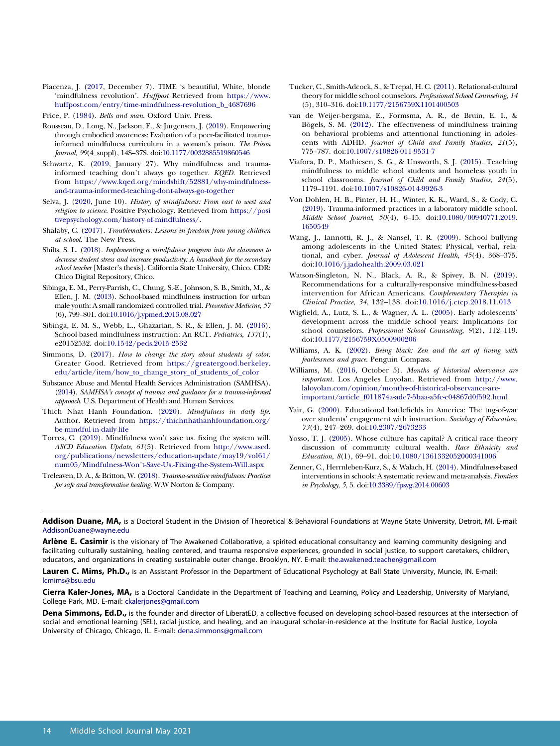Piacenza, J. (2017, December 7). TIME 's beautiful, White, blonde 'mindfulness revolution'. *Huffpost* Retrieved from https://www.huffpost.com/entry/time-mindfulness-revolution_b_4687696

Price, P. (1984). *Bells and man*. Oxford Univ. Press.

Rousseau, D., Long, N., Jackson, E., & Jurgensen, J. (2019). Empowering through embodied awareness: Evaluation of a peer-facilitated trauma-informed mindfulness curriculum in a woman's prison. *The Prison Journal*, *99*(4_suppl), 14S–37S. doi:10.1177/0032885519860546

Schwartz, K. (2019, January 27). Why mindfulness and trauma-informed teaching don't always go together. *KQED*. Retrieved from https://www.kqed.org/mindshift/52881/why-mindfulness-and-trauma-informed-teaching-dont-always-go-together

Selva, J. (2020, June 10). *History of mindfulness: From east to west and religion to science*. Positive Psychology. Retrieved from https://positivepsychology.com/history-of-mindfulness/.

Shalaby, C. (2017). *Troublemakers: Lessons in freedom from young children at school*. The New Press.

Shilts, S. L. (2018). *Implementing a mindfulness program into the classroom to decrease student stress and increase productivity: A handbook for the secondary school teacher* [Master's thesis]. California State University, Chico. CDR: Chico Digital Repository, Chico.

Sibinga, E. M., Perry-Parrish, C., Chung, S.-E., Johnson, S. B., Smith, M., & Ellen, J. M. (2013). School-based mindfulness instruction for urban male youth: A small randomized controlled trial. *Preventive Medicine*, *57* (6), 799–801. doi:10.1016/j.ypmed.2013.08.027

Sibinga, E. M. S., Webb, L., Ghazarian, S. R., & Ellen, J. M. (2016). School-based mindfulness instruction: An RCT. *Pediatrics*, *137*(1), e20152532. doi:10.1542/peds.2015-2532

Simmons, D. (2017). *How to change the story about students of color*. Greater Good. Retrieved from https://greatergood.berkeley.edu/article/item/how_to_change_story_of_students_of_color

Substance Abuse and Mental Health Services Administration (SAMHSA). (2014). *SAMHSA's concept of trauma and guidance for a trauma-informed approach*. U.S. Department of Health and Human Services.

Thich Nhat Hanh Foundation. (2020). *Mindfulness in daily life*. Author. Retrieved from https://thichnhathanhfoundation.org/be-mindful-in-daily-life

Torres, C. (2019). Mindfulness won't save us. fixing the system will. *ASCD Education Update*, *61*(5). Retrieved from http://www.ascd.org/publications/newsletters/education-update/may19/vol61/num05/Mindfulness-Won't-Save-Us.-Fixing-the-System-Will.aspx

Treleaven, D. A., & Britton, W. (2018). *Trauma-sensitive mindfulness: Practices for safe and transformative healing*. W.W Norton & Company.

Tucker, C., Smith-Adcock, S., & Trepal, H. C. (2011). Relational-cultural theory for middle school counselors. *Professional School Counseling*, *14* (5), 310–316. doi:10.1177/2156759X1101400503

van de Weijer-bergsma, E., Formsma, A. R., de Bruin, E. I., & Bögels, S. M. (2012). The effectiveness of mindfulness training on behavioral problems and attentional functioning in adolescents with ADHD. *Journal of Child and Family Studies*, *21*(5), 775–787. doi:10.1007/s10826-011-9531-7

Viafora, D. P., Mathiesen, S. G., & Unsworth, S. J. (2015). Teaching mindfulness to middle school students and homeless youth in school classrooms. *Journal of Child and Family Studies*, *24*(5), 1179–1191. doi:10.1007/s10826-014-9926-3

Von Dohlen, H. B., Pinter, H. H., Winter, K. K., Ward, S., & Cody, C. (2019). Trauma-informed practices in a laboratory middle school. *Middle School Journal*, *50*(4), 6–15. doi:10.1080/00940771.2019.1650549

Wang, J., Iannotti, R. J., & Nansel, T. R. (2009). School bullying among adolescents in the United States: Physical, verbal, relational, and cyber. *Journal of Adolescent Health*, *45*(4), 368–375. doi:10.1016/j.jadohealth.2009.03.021

Watson-Singleton, N. N., Black, A. R., & Spivey, B. N. (2019). Recommendations for a culturally-responsive mindfulness-based intervention for African Americans. *Complementary Therapies in Clinical Practice*, *34*, 132–138. doi:10.1016/j.ctcp.2018.11.013

Wigfield, A., Lutz, S. L., & Wagner, A. L. (2005). Early adolescents' development across the middle school years: Implications for school counselors. *Professional School Counseling*, *9*(2), 112–119. doi:10.1177/2156759X0500900206

Williams, A. K. (2002). *Being black: Zen and the art of living with fearlessness and grace*. Penguin Compass.

Williams, M. (2016, October 5). *Months of historical observance are important*. Los Angeles Loyolan. Retrieved from http://www.laloyolan.com/opinion/months-of-historical-observance-are-important/article_f011874a-ade7-5baa-a5fc-c04867d0f592.html

Yair, G. (2000). Educational battlefields in America: The tug-of-war over students' engagement with instruction. *Sociology of Education*, *73*(4), 247–269. doi:10.2307/2673233

Yosso, T. J. (2005). Whose culture has capital? A critical race theory discussion of community cultural wealth. *Race Ethnicity and Education*, *8*(1), 69–91. doi:10.1080/1361332052000341006

Zenner, C., Herrnleben-Kurz, S., & Walach, H. (2014). Mindfulness-based interventions in schools: A systematic review and meta-analysis. *Frontiers in Psychology*, *5*, 5. doi:10.3389/fpsyg.2014.00603

---

**Addison Duane, MA,** is a Doctoral Student in the Division of Theoretical & Behavioral Foundations at Wayne State University, Detroit, MI. E-mail: AddisonDuane@wayne.edu

**Arlène E. Casimir** is the visionary of The Awakened Collaborative, a spirited educational consultancy and learning community designing and facilitating culturally sustaining, healing centered, and trauma responsive experiences, grounded in social justice, to support caretakers, children, educators, and organizations in creating sustainable outer change. Brooklyn, NY. E-mail: the.awakened.teacher@gmail.com

**Lauren C. Mims, Ph.D.,** is an Assistant Professor in the Department of Educational Psychology at Ball State University, Muncie, IN. E-mail: lcmims@bsu.edu

**Cierra Kaler-Jones, MA,** is a Doctoral Candidate in the Department of Teaching and Learning, Policy and Leadership, University of Maryland, College Park, MD. E-mail: ckalerjones@gmail.com

**Dena Simmons, Ed.D.,** is the founder and director of LiberatED, a collective focused on developing school-based resources at the intersection of social and emotional learning (SEL), racial justice, and healing, and an inaugural scholar-in-residence at the Institute for Racial Justice, Loyola University of Chicago, Chicago, IL. E-mail: dena.simmons@gmail.com